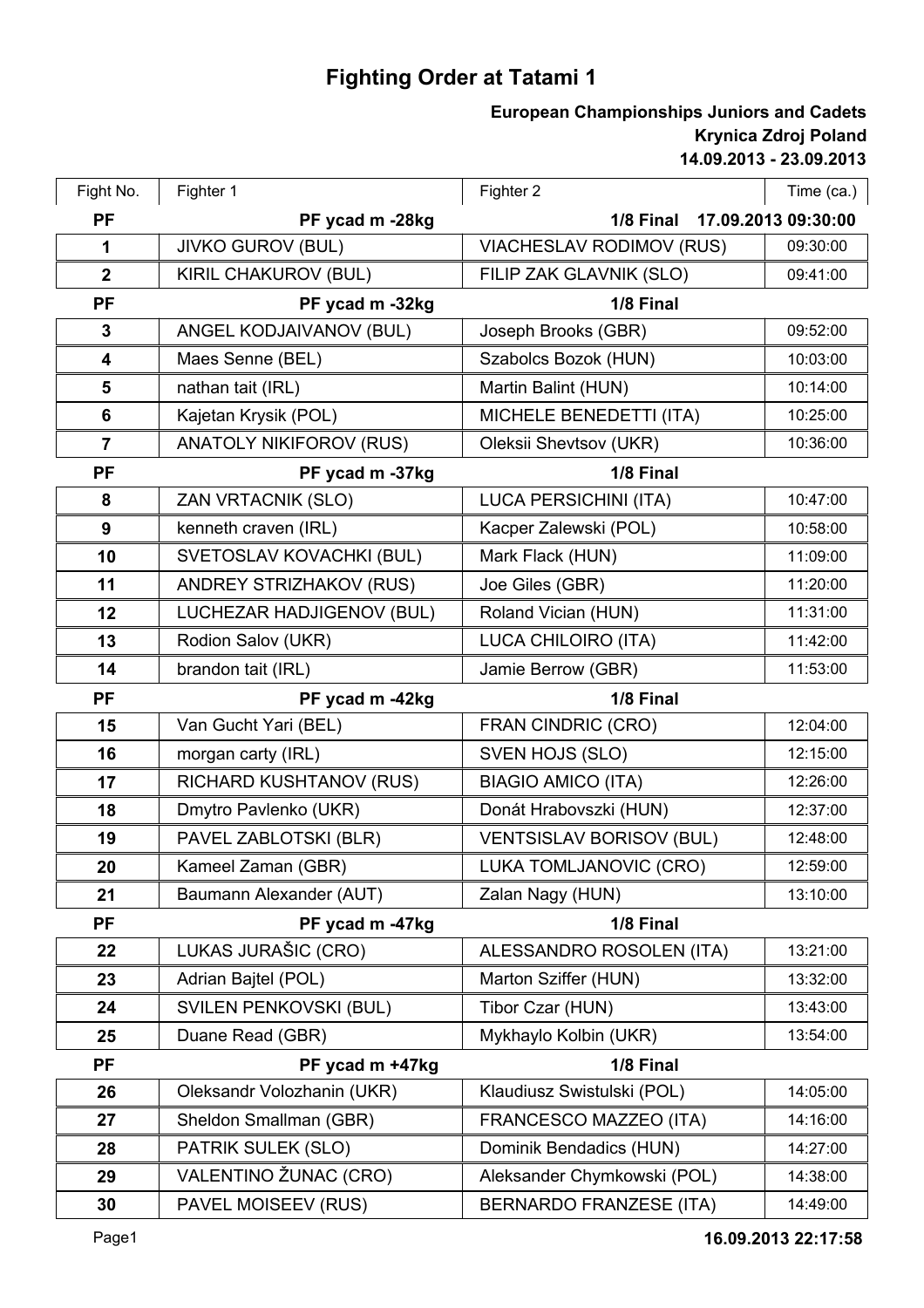# Fighting Order at Tatami 1

**European Championships Juniors and Cadets**
**Krynica Zdroj Poland**
**14.09.2013 - 23.09.2013**

| Fight No. | Fighter 1 | Fighter 2 | Time (ca.) |
|---|---|---|---|
| **PF** | **PF ycad m -28kg** | **1/8 Final 17.09.2013 09:30:00** | |
| 1 | JIVKO GUROV (BUL) | VIACHESLAV RODIMOV (RUS) | 09:30:00 |
| 2 | KIRIL CHAKUROV (BUL) | FILIP ZAK GLAVNIK (SLO) | 09:41:00 |
| **PF** | **PF ycad m -32kg** | **1/8 Final** | |
| 3 | ANGEL KODJAIVANOV (BUL) | Joseph Brooks (GBR) | 09:52:00 |
| 4 | Maes Senne (BEL) | Szabolcs Bozok (HUN) | 10:03:00 |
| 5 | nathan tait (IRL) | Martin Balint (HUN) | 10:14:00 |
| 6 | Kajetan Krysik (POL) | MICHELE BENEDETTI (ITA) | 10:25:00 |
| 7 | ANATOLY NIKIFOROV (RUS) | Oleksii Shevtsov (UKR) | 10:36:00 |
| **PF** | **PF ycad m -37kg** | **1/8 Final** | |
| 8 | ZAN VRTACNIK (SLO) | LUCA PERSICHINI (ITA) | 10:47:00 |
| 9 | kenneth craven (IRL) | Kacper Zalewski (POL) | 10:58:00 |
| 10 | SVETOSLAV KOVACHKI (BUL) | Mark Flack (HUN) | 11:09:00 |
| 11 | ANDREY STRIZHAKOV (RUS) | Joe Giles (GBR) | 11:20:00 |
| 12 | LUCHEZAR HADJIGENOV (BUL) | Roland Vician (HUN) | 11:31:00 |
| 13 | Rodion Salov (UKR) | LUCA CHILOIRO (ITA) | 11:42:00 |
| 14 | brandon tait (IRL) | Jamie Berrow (GBR) | 11:53:00 |
| **PF** | **PF ycad m -42kg** | **1/8 Final** | |
| 15 | Van Gucht Yari (BEL) | FRAN CINDRIC (CRO) | 12:04:00 |
| 16 | morgan carty (IRL) | SVEN HOJS (SLO) | 12:15:00 |
| 17 | RICHARD KUSHTANOV (RUS) | BIAGIO AMICO (ITA) | 12:26:00 |
| 18 | Dmytro Pavlenko (UKR) | Donát Hrabovszki (HUN) | 12:37:00 |
| 19 | PAVEL ZABLOTSKI (BLR) | VENTSISLAV BORISOV (BUL) | 12:48:00 |
| 20 | Kameel Zaman (GBR) | LUKA TOMLJANOVIC (CRO) | 12:59:00 |
| 21 | Baumann Alexander (AUT) | Zalan Nagy (HUN) | 13:10:00 |
| **PF** | **PF ycad m -47kg** | **1/8 Final** | |
| 22 | LUKAS JURAŠIC (CRO) | ALESSANDRO ROSOLEN (ITA) | 13:21:00 |
| 23 | Adrian Bajtel (POL) | Marton Sziffer (HUN) | 13:32:00 |
| 24 | SVILEN PENKOVSKI (BUL) | Tibor Czar (HUN) | 13:43:00 |
| 25 | Duane Read (GBR) | Mykhaylo Kolbin (UKR) | 13:54:00 |
| **PF** | **PF ycad m +47kg** | **1/8 Final** | |
| 26 | Oleksandr Volozhanin (UKR) | Klaudiusz Swistulski (POL) | 14:05:00 |
| 27 | Sheldon Smallman (GBR) | FRANCESCO MAZZEO (ITA) | 14:16:00 |
| 28 | PATRIK SULEK (SLO) | Dominik Bendadics (HUN) | 14:27:00 |
| 29 | VALENTINO ŽUNAC (CRO) | Aleksander Chymkowski (POL) | 14:38:00 |
| 30 | PAVEL MOISEEV (RUS) | BERNARDO FRANZESE (ITA) | 14:49:00 |

**16.09.2013 22:17:58**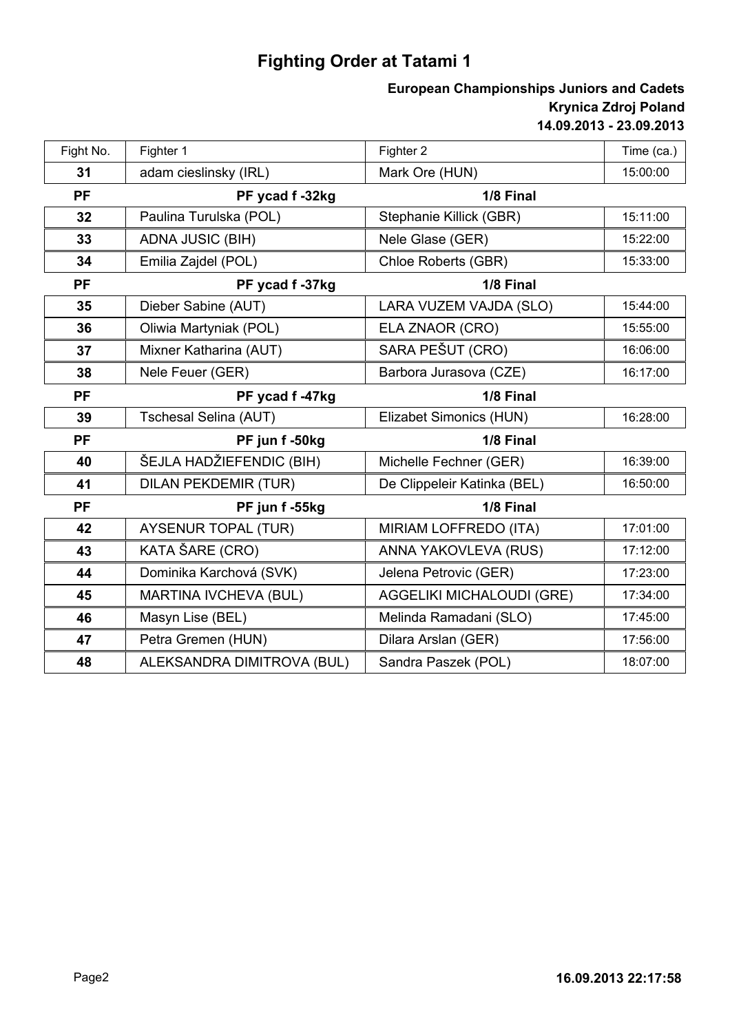# Fighting Order at Tatami 1

**European Championships Juniors and Cadets**
**Krynica Zdroj Poland**
**14.09.2013 - 23.09.2013**

| Fight No. | Fighter 1 | Fighter 2 | Time (ca.) |
|---|---|---|---|
| **31** | adam cieslinsky (IRL) | Mark Ore (HUN) | 15:00:00 |
| **PF** | **PF ycad f -32kg** | **1/8 Final** | |
| **32** | Paulina Turulska (POL) | Stephanie Killick (GBR) | 15:11:00 |
| **33** | ADNA JUSIC (BIH) | Nele Glase (GER) | 15:22:00 |
| **34** | Emilia Zajdel (POL) | Chloe Roberts (GBR) | 15:33:00 |
| **PF** | **PF ycad f -37kg** | **1/8 Final** | |
| **35** | Dieber Sabine (AUT) | LARA VUZEM VAJDA (SLO) | 15:44:00 |
| **36** | Oliwia Martyniak (POL) | ELA ZNAOR (CRO) | 15:55:00 |
| **37** | Mixner Katharina (AUT) | SARA PEŠUT (CRO) | 16:06:00 |
| **38** | Nele Feuer (GER) | Barbora Jurasova (CZE) | 16:17:00 |
| **PF** | **PF ycad f -47kg** | **1/8 Final** | |
| **39** | Tschesal Selina (AUT) | Elizabet Simonics (HUN) | 16:28:00 |
| **PF** | **PF jun f -50kg** | **1/8 Final** | |
| **40** | ŠEJLA HADŽIEFENDIC (BIH) | Michelle Fechner (GER) | 16:39:00 |
| **41** | DILAN PEKDEMIR (TUR) | De Clippeleir Katinka (BEL) | 16:50:00 |
| **PF** | **PF jun f -55kg** | **1/8 Final** | |
| **42** | AYSENUR TOPAL (TUR) | MIRIAM LOFFREDO (ITA) | 17:01:00 |
| **43** | KATA ŠARE (CRO) | ANNA YAKOVLEVA (RUS) | 17:12:00 |
| **44** | Dominika Karchová (SVK) | Jelena Petrovic (GER) | 17:23:00 |
| **45** | MARTINA IVCHEVA (BUL) | AGGELIKI MICHALOUDI (GRE) | 17:34:00 |
| **46** | Masyn Lise (BEL) | Melinda Ramadani (SLO) | 17:45:00 |
| **47** | Petra Gremen (HUN) | Dilara Arslan (GER) | 17:56:00 |
| **48** | ALEKSANDRA DIMITROVA (BUL) | Sandra Paszek (POL) | 18:07:00 |

**16.09.2013 22:17:58**